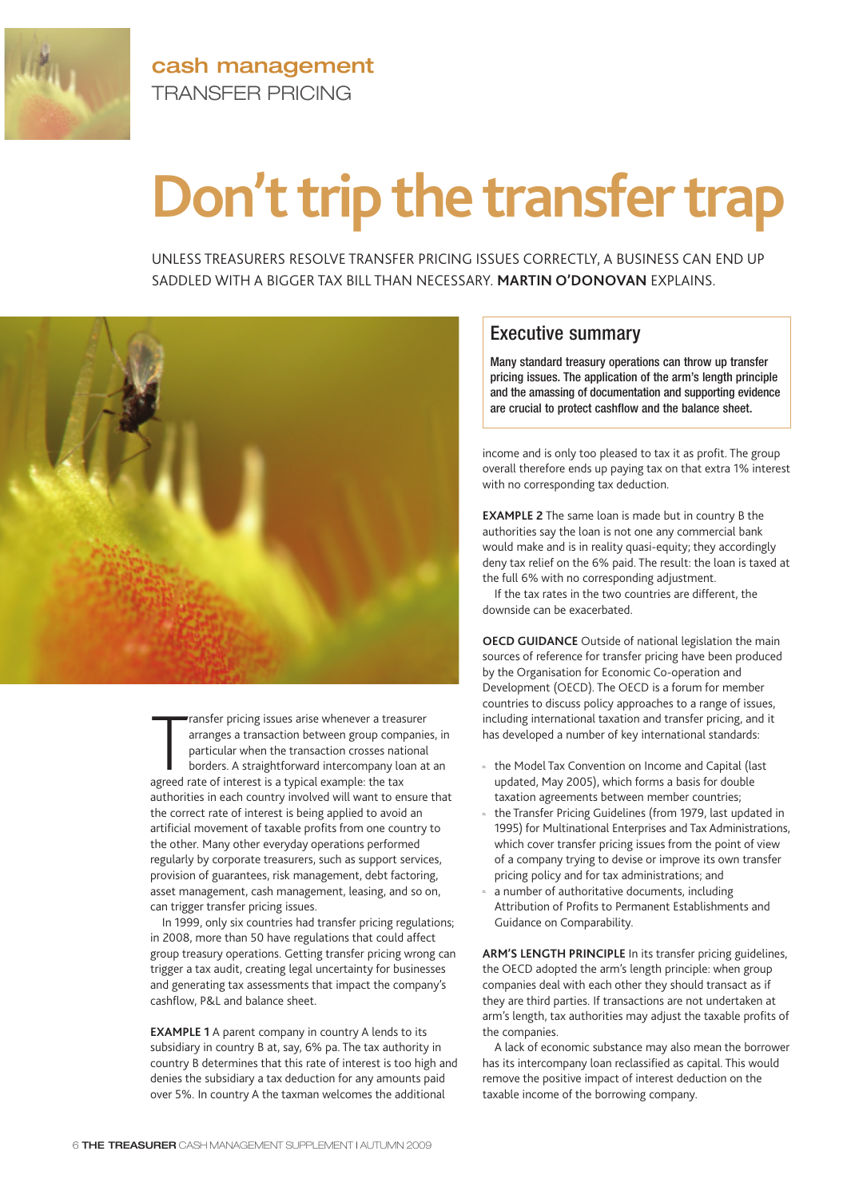cash management
TRANSFER PRICING

# Don't trip the transfer trap

UNLESS TREASURERS RESOLVE TRANSFER PRICING ISSUES CORRECTLY, A BUSINESS CAN END UP SADDLED WITH A BIGGER TAX BILL THAN NECESSARY. **MARTIN O'DONOVAN** EXPLAINS.

## Executive summary

Many standard treasury operations can throw up transfer pricing issues. The application of the arm's length principle and the amassing of documentation and supporting evidence are crucial to protect cashflow and the balance sheet.

Transfer pricing issues arise whenever a treasurer arranges a transaction between group companies, in particular when the transaction crosses national borders. A straightforward intercompany loan at an agreed rate of interest is a typical example: the tax authorities in each country involved will want to ensure that the correct rate of interest is being applied to avoid an artificial movement of taxable profits from one country to the other. Many other everyday operations performed regularly by corporate treasurers, such as support services, provision of guarantees, risk management, debt factoring, asset management, cash management, leasing, and so on, can trigger transfer pricing issues.

In 1999, only six countries had transfer pricing regulations; in 2008, more than 50 have regulations that could affect group treasury operations. Getting transfer pricing wrong can trigger a tax audit, creating legal uncertainty for businesses and generating tax assessments that impact the company's cashflow, P&L and balance sheet.

**EXAMPLE 1** A parent company in country A lends to its subsidiary in country B at, say, 6% pa. The tax authority in country B determines that this rate of interest is too high and denies the subsidiary a tax deduction for any amounts paid over 5%. In country A the taxman welcomes the additional income and is only too pleased to tax it as profit. The group overall therefore ends up paying tax on that extra 1% interest with no corresponding tax deduction.

**EXAMPLE 2** The same loan is made but in country B the authorities say the loan is not one any commercial bank would make and is in reality quasi-equity; they accordingly deny tax relief on the 6% paid. The result: the loan is taxed at the full 6% with no corresponding adjustment.

If the tax rates in the two countries are different, the downside can be exacerbated.

**OECD GUIDANCE** Outside of national legislation the main sources of reference for transfer pricing have been produced by the Organisation for Economic Co-operation and Development (OECD). The OECD is a forum for member countries to discuss policy approaches to a range of issues, including international taxation and transfer pricing, and it has developed a number of key international standards:

- the Model Tax Convention on Income and Capital (last updated, May 2005), which forms a basis for double taxation agreements between member countries;
- the Transfer Pricing Guidelines (from 1979, last updated in 1995) for Multinational Enterprises and Tax Administrations, which cover transfer pricing issues from the point of view of a company trying to devise or improve its own transfer pricing policy and for tax administrations; and
- a number of authoritative documents, including Attribution of Profits to Permanent Establishments and Guidance on Comparability.

**ARM'S LENGTH PRINCIPLE** In its transfer pricing guidelines, the OECD adopted the arm's length principle: when group companies deal with each other they should transact as if they are third parties. If transactions are not undertaken at arm's length, tax authorities may adjust the taxable profits of the companies.

A lack of economic substance may also mean the borrower has its intercompany loan reclassified as capital. This would remove the positive impact of interest deduction on the taxable income of the borrowing company.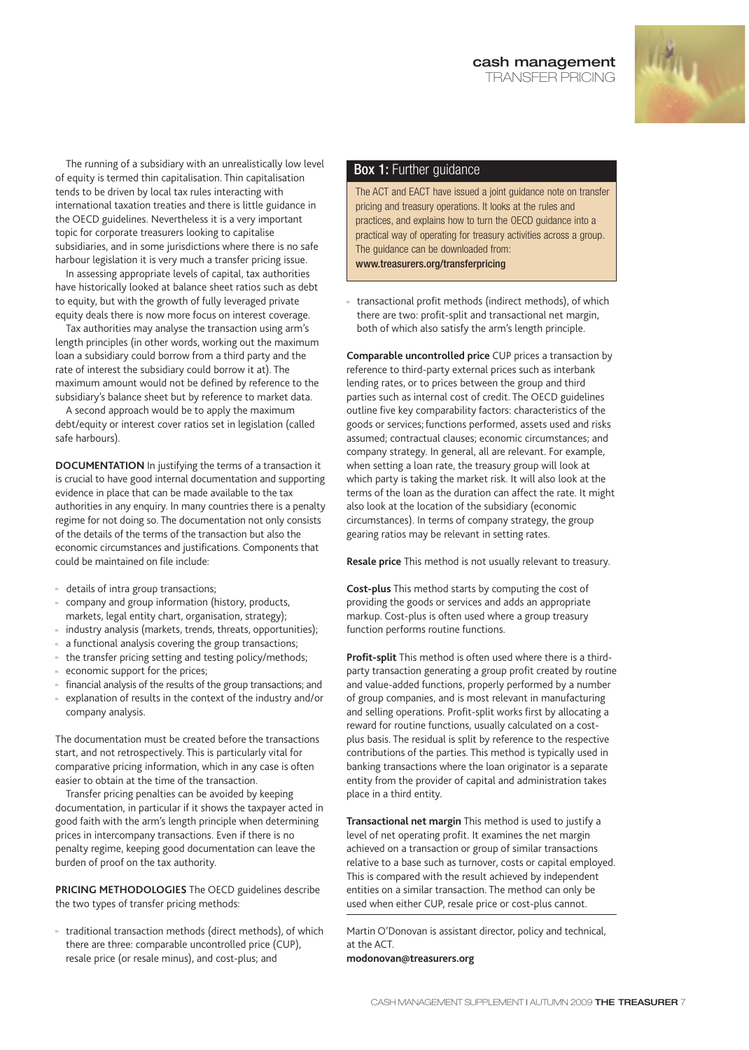The running of a subsidiary with an unrealistically low level of equity is termed thin capitalisation. Thin capitalisation tends to be driven by local tax rules interacting with international taxation treaties and there is little guidance in the OECD guidelines. Nevertheless it is a very important topic for corporate treasurers looking to capitalise subsidiaries, and in some jurisdictions where there is no safe harbour legislation it is very much a transfer pricing issue.

In assessing appropriate levels of capital, tax authorities have historically looked at balance sheet ratios such as debt to equity, but with the growth of fully leveraged private equity deals there is now more focus on interest coverage.

Tax authorities may analyse the transaction using arm's length principles (in other words, working out the maximum loan a subsidiary could borrow from a third party and the rate of interest the subsidiary could borrow it at). The maximum amount would not be defined by reference to the subsidiary's balance sheet but by reference to market data.

A second approach would be to apply the maximum debt/equity or interest cover ratios set in legislation (called safe harbours).

**DOCUMENTATION** In justifying the terms of a transaction it is crucial to have good internal documentation and supporting evidence in place that can be made available to the tax authorities in any enquiry. In many countries there is a penalty regime for not doing so. The documentation not only consists of the details of the terms of the transaction but also the economic circumstances and justifications. Components that could be maintained on file include:

- details of intra group transactions;
- company and group information (history, products, markets, legal entity chart, organisation, strategy);
- industry analysis (markets, trends, threats, opportunities);
- a functional analysis covering the group transactions;
- the transfer pricing setting and testing policy/methods;
- economic support for the prices;
- financial analysis of the results of the group transactions; and
- explanation of results in the context of the industry and/or company analysis.

The documentation must be created before the transactions start, and not retrospectively. This is particularly vital for comparative pricing information, which in any case is often easier to obtain at the time of the transaction.

Transfer pricing penalties can be avoided by keeping documentation, in particular if it shows the taxpayer acted in good faith with the arm's length principle when determining prices in intercompany transactions. Even if there is no penalty regime, keeping good documentation can leave the burden of proof on the tax authority.

**PRICING METHODOLOGIES** The OECD guidelines describe the two types of transfer pricing methods:

- traditional transaction methods (direct methods), of which there are three: comparable uncontrolled price (CUP), resale price (or resale minus), and cost-plus; and
- transactional profit methods (indirect methods), of which there are two: profit-split and transactional net margin, both of which also satisfy the arm's length principle.

**Comparable uncontrolled price** CUP prices a transaction by reference to third-party external prices such as interbank lending rates, or to prices between the group and third parties such as internal cost of credit. The OECD guidelines outline five key comparability factors: characteristics of the goods or services; functions performed, assets used and risks assumed; contractual clauses; economic circumstances; and company strategy. In general, all are relevant. For example, when setting a loan rate, the treasury group will look at which party is taking the market risk. It will also look at the terms of the loan as the duration can affect the rate. It might also look at the location of the subsidiary (economic circumstances). In terms of company strategy, the group gearing ratios may be relevant in setting rates.

**Resale price** This method is not usually relevant to treasury.

**Cost-plus** This method starts by computing the cost of providing the goods or services and adds an appropriate markup. Cost-plus is often used where a group treasury function performs routine functions.

**Profit-split** This method is often used where there is a third-party transaction generating a group profit created by routine and value-added functions, properly performed by a number of group companies, and is most relevant in manufacturing and selling operations. Profit-split works first by allocating a reward for routine functions, usually calculated on a cost-plus basis. The residual is split by reference to the respective contributions of the parties. This method is typically used in banking transactions where the loan originator is a separate entity from the provider of capital and administration takes place in a third entity.

**Transactional net margin** This method is used to justify a level of net operating profit. It examines the net margin achieved on a transaction or group of similar transactions relative to a base such as turnover, costs or capital employed. This is compared with the result achieved by independent entities on a similar transaction. The method can only be used when either CUP, resale price or cost-plus cannot.

## Box 1: Further guidance

The ACT and EACT have issued a joint guidance note on transfer pricing and treasury operations. It looks at the rules and practices, and explains how to turn the OECD guidance into a practical way of operating for treasury activities across a group. The guidance can be downloaded from: **www.treasurers.org/transferpricing**

Martin O'Donovan is assistant director, policy and technical, at the ACT.
**modonovan@treasurers.org**